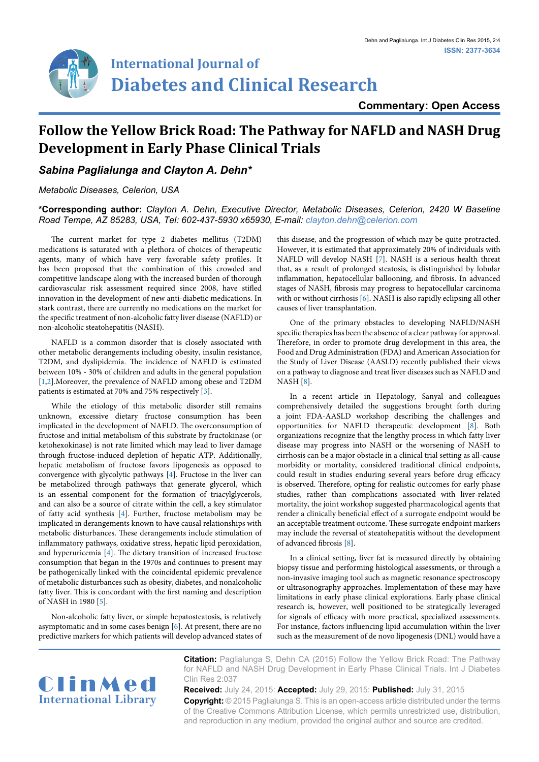Commentary: Open Access

# Follow the Yellow Brick Road: The Pathway for NAFLD and NASH Drug Development in Early Phase Clinical Trials

***Sabina Paglialunga and Clayton A. Dehn****

*Metabolic Diseases, Celerion, USA*

**\*Corresponding author:** *Clayton A. Dehn, Executive Director, Metabolic Diseases, Celerion, 2420 W Baseline Road Tempe, AZ 85283, USA, Tel: 602-437-5930 x65930, E-mail: clayton.dehn@celerion.com*

The current market for type 2 diabetes mellitus (T2DM) medications is saturated with a plethora of choices of therapeutic agents, many of which have very favorable safety profiles. It has been proposed that the combination of this crowded and competitive landscape along with the increased burden of thorough cardiovascular risk assessment required since 2008, have stifled innovation in the development of new anti-diabetic medications. In stark contrast, there are currently no medications on the market for the specific treatment of non-alcoholic fatty liver disease (NAFLD) or non-alcoholic steatohepatitis (NASH).

NAFLD is a common disorder that is closely associated with other metabolic derangements including obesity, insulin resistance, T2DM, and dyslipidemia. The incidence of NAFLD is estimated between 10% - 30% of children and adults in the general population [1,2].Moreover, the prevalence of NAFLD among obese and T2DM patients is estimated at 70% and 75% respectively [3].

While the etiology of this metabolic disorder still remains unknown, excessive dietary fructose consumption has been implicated in the development of NAFLD. The overconsumption of fructose and initial metabolism of this substrate by fructokinase (or ketohexokinase) is not rate limited which may lead to liver damage through fructose-induced depletion of hepatic ATP. Additionally, hepatic metabolism of fructose favors lipogenesis as opposed to convergence with glycolytic pathways [4]. Fructose in the liver can be metabolized through pathways that generate glycerol, which is an essential component for the formation of triacylglycerols, and can also be a source of citrate within the cell, a key stimulator of fatty acid synthesis [4]. Further, fructose metabolism may be implicated in derangements known to have causal relationships with metabolic disturbances. These derangements include stimulation of inflammatory pathways, oxidative stress, hepatic lipid peroxidation, and hyperuricemia [4]. The dietary transition of increased fructose consumption that began in the 1970s and continues to present may be pathogenically linked with the coincidental epidemic prevalence of metabolic disturbances such as obesity, diabetes, and nonalcoholic fatty liver. This is concordant with the first naming and description of NASH in 1980 [5].

Non-alcoholic fatty liver, or simple hepatosteatosis, is relatively asymptomatic and in some cases benign [6]. At present, there are no predictive markers for which patients will develop advanced states of this disease, and the progression of which may be quite protracted. However, it is estimated that approximately 20% of individuals with NAFLD will develop NASH [7]. NASH is a serious health threat that, as a result of prolonged steatosis, is distinguished by lobular inflammation, hepatocellular ballooning, and fibrosis. In advanced stages of NASH, fibrosis may progress to hepatocellular carcinoma with or without cirrhosis [6]. NASH is also rapidly eclipsing all other causes of liver transplantation.

One of the primary obstacles to developing NAFLD/NASH specific therapies has been the absence of a clear pathway for approval. Therefore, in order to promote drug development in this area, the Food and Drug Administration (FDA) and American Association for the Study of Liver Disease (AASLD) recently published their views on a pathway to diagnose and treat liver diseases such as NAFLD and NASH [8].

In a recent article in Hepatology, Sanyal and colleagues comprehensively detailed the suggestions brought forth during a joint FDA-AASLD workshop describing the challenges and opportunities for NAFLD therapeutic development [8]. Both organizations recognize that the lengthy process in which fatty liver disease may progress into NASH or the worsening of NASH to cirrhosis can be a major obstacle in a clinical trial setting as all-cause morbidity or mortality, considered traditional clinical endpoints, could result in studies enduring several years before drug efficacy is observed. Therefore, opting for realistic outcomes for early phase studies, rather than complications associated with liver-related mortality, the joint workshop suggested pharmacological agents that render a clinically beneficial effect of a surrogate endpoint would be an acceptable treatment outcome. These surrogate endpoint markers may include the reversal of steatohepatitis without the development of advanced fibrosis [8].

In a clinical setting, liver fat is measured directly by obtaining biopsy tissue and performing histological assessments, or through a non-invasive imaging tool such as magnetic resonance spectroscopy or ultrasonography approaches. Implementation of these may have limitations in early phase clinical explorations. Early phase clinical research is, however, well positioned to be strategically leveraged for signals of efficacy with more practical, specialized assessments. For instance, factors influencing lipid accumulation within the liver such as the measurement of de novo lipogenesis (DNL) would have a

**Citation:** Paglialunga S, Dehn CA (2015) Follow the Yellow Brick Road: The Pathway for NAFLD and NASH Drug Development in Early Phase Clinical Trials. Int J Diabetes Clin Res 2:037

**Received:** July 24, 2015: **Accepted:** July 29, 2015: **Published:** July 31, 2015

**Copyright:** © 2015 Paglialunga S. This is an open-access article distributed under the terms of the Creative Commons Attribution License, which permits unrestricted use, distribution, and reproduction in any medium, provided the original author and source are credited.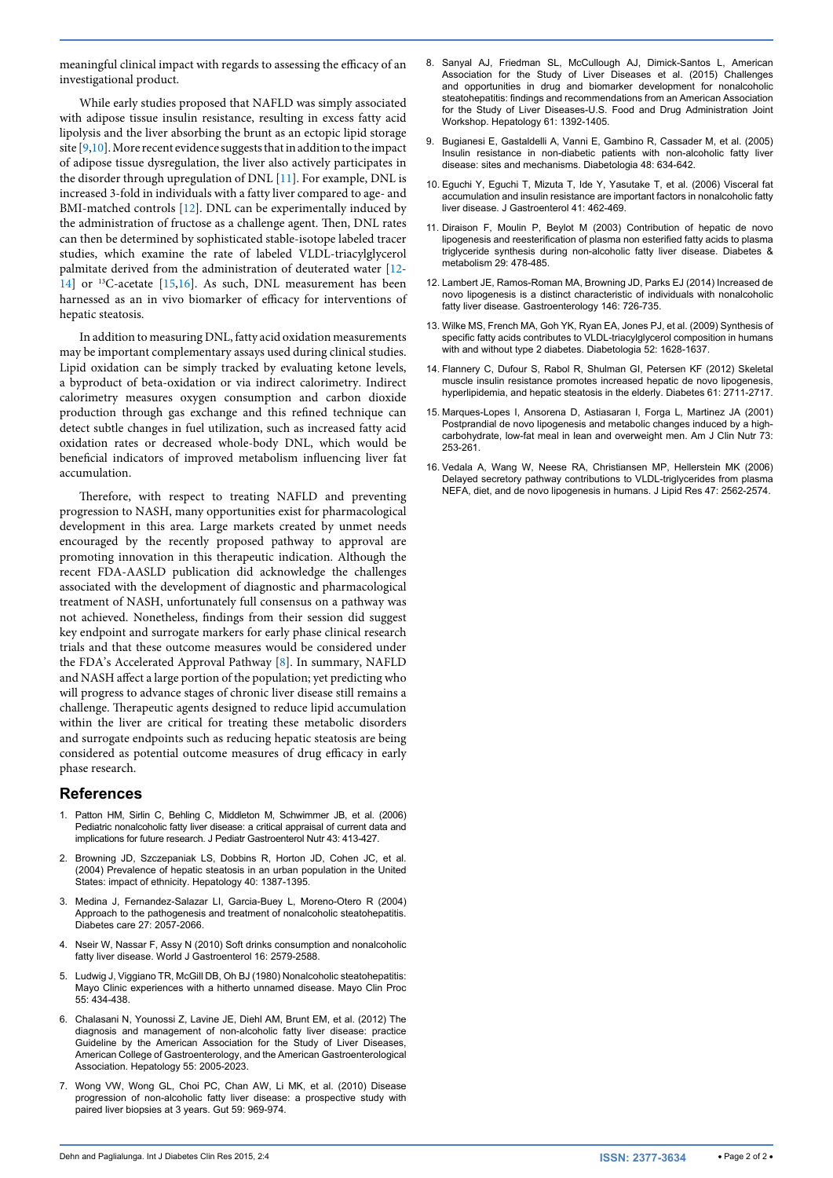meaningful clinical impact with regards to assessing the efficacy of an investigational product.

While early studies proposed that NAFLD was simply associated with adipose tissue insulin resistance, resulting in excess fatty acid lipolysis and the liver absorbing the brunt as an ectopic lipid storage site [9,10]. More recent evidence suggests that in addition to the impact of adipose tissue dysregulation, the liver also actively participates in the disorder through upregulation of DNL [11]. For example, DNL is increased 3-fold in individuals with a fatty liver compared to age- and BMI-matched controls [12]. DNL can be experimentally induced by the administration of fructose as a challenge agent. Then, DNL rates can then be determined by sophisticated stable-isotope labeled tracer studies, which examine the rate of labeled VLDL-triacylglycerol palmitate derived from the administration of deuterated water [12-14] or $^{13}$C-acetate [15,16]. As such, DNL measurement has been harnessed as an in vivo biomarker of efficacy for interventions of hepatic steatosis.

In addition to measuring DNL, fatty acid oxidation measurements may be important complementary assays used during clinical studies. Lipid oxidation can be simply tracked by evaluating ketone levels, a byproduct of beta-oxidation or via indirect calorimetry. Indirect calorimetry measures oxygen consumption and carbon dioxide production through gas exchange and this refined technique can detect subtle changes in fuel utilization, such as increased fatty acid oxidation rates or decreased whole-body DNL, which would be beneficial indicators of improved metabolism influencing liver fat accumulation.

Therefore, with respect to treating NAFLD and preventing progression to NASH, many opportunities exist for pharmacological development in this area. Large markets created by unmet needs encouraged by the recently proposed pathway to approval are promoting innovation in this therapeutic indication. Although the recent FDA-AASLD publication did acknowledge the challenges associated with the development of diagnostic and pharmacological treatment of NASH, unfortunately full consensus on a pathway was not achieved. Nonetheless, findings from their session did suggest key endpoint and surrogate markers for early phase clinical research trials and that these outcome measures would be considered under the FDA's Accelerated Approval Pathway [8]. In summary, NAFLD and NASH affect a large portion of the population; yet predicting who will progress to advance stages of chronic liver disease still remains a challenge. Therapeutic agents designed to reduce lipid accumulation within the liver are critical for treating these metabolic disorders and surrogate endpoints such as reducing hepatic steatosis are being considered as potential outcome measures of drug efficacy in early phase research.

## References

1. Patton HM, Sirlin C, Behling C, Middleton M, Schwimmer JB, et al. (2006) Pediatric nonalcoholic fatty liver disease: a critical appraisal of current data and implications for future research. J Pediatr Gastroenterol Nutr 43: 413-427.
2. Browning JD, Szczepaniak LS, Dobbins R, Horton JD, Cohen JC, et al. (2004) Prevalence of hepatic steatosis in an urban population in the United States: impact of ethnicity. Hepatology 40: 1387-1395.
3. Medina J, Fernandez-Salazar LI, Garcia-Buey L, Moreno-Otero R (2004) Approach to the pathogenesis and treatment of nonalcoholic steatohepatitis. Diabetes care 27: 2057-2066.
4. Nseir W, Nassar F, Assy N (2010) Soft drinks consumption and nonalcoholic fatty liver disease. World J Gastroenterol 16: 2579-2588.
5. Ludwig J, Viggiano TR, McGill DB, Oh BJ (1980) Nonalcoholic steatohepatitis: Mayo Clinic experiences with a hitherto unnamed disease. Mayo Clin Proc 55: 434-438.
6. Chalasani N, Younossi Z, Lavine JE, Diehl AM, Brunt EM, et al. (2012) The diagnosis and management of non-alcoholic fatty liver disease: practice Guideline by the American Association for the Study of Liver Diseases, American College of Gastroenterology, and the American Gastroenterological Association. Hepatology 55: 2005-2023.
7. Wong VW, Wong GL, Choi PC, Chan AW, Li MK, et al. (2010) Disease progression of non-alcoholic fatty liver disease: a prospective study with paired liver biopsies at 3 years. Gut 59: 969-974.
8. Sanyal AJ, Friedman SL, McCullough AJ, Dimick-Santos L, American Association for the Study of Liver Diseases et al. (2015) Challenges and opportunities in drug and biomarker development for nonalcoholic steatohepatitis: findings and recommendations from an American Association for the Study of Liver Diseases-U.S. Food and Drug Administration Joint Workshop. Hepatology 61: 1392-1405.
9. Bugianesi E, Gastaldelli A, Vanni E, Gambino R, Cassader M, et al. (2005) Insulin resistance in non-diabetic patients with non-alcoholic fatty liver disease: sites and mechanisms. Diabetologia 48: 634-642.
10. Eguchi Y, Eguchi T, Mizuta T, Ide Y, Yasutake T, et al. (2006) Visceral fat accumulation and insulin resistance are important factors in nonalcoholic fatty liver disease. J Gastroenterol 41: 462-469.
11. Diraison F, Moulin P, Beylot M (2003) Contribution of hepatic de novo lipogenesis and reesterification of plasma non esterified fatty acids to plasma triglyceride synthesis during non-alcoholic fatty liver disease. Diabetes & metabolism 29: 478-485.
12. Lambert JE, Ramos-Roman MA, Browning JD, Parks EJ (2014) Increased de novo lipogenesis is a distinct characteristic of individuals with nonalcoholic fatty liver disease. Gastroenterology 146: 726-735.
13. Wilke MS, French MA, Goh YK, Ryan EA, Jones PJ, et al. (2009) Synthesis of specific fatty acids contributes to VLDL-triacylglycerol composition in humans with and without type 2 diabetes. Diabetologia 52: 1628-1637.
14. Flannery C, Dufour S, Rabol R, Shulman GI, Petersen KF (2012) Skeletal muscle insulin resistance promotes increased hepatic de novo lipogenesis, hyperlipidemia, and hepatic steatosis in the elderly. Diabetes 61: 2711-2717.
15. Marques-Lopes I, Ansorena D, Astiasaran I, Forga L, Martinez JA (2001) Postprandial de novo lipogenesis and metabolic changes induced by a high-carbohydrate, low-fat meal in lean and overweight men. Am J Clin Nutr 73: 253-261.
16. Vedala A, Wang W, Neese RA, Christiansen MP, Hellerstein MK (2006) Delayed secretory pathway contributions to VLDL-triglycerides from plasma NEFA, diet, and de novo lipogenesis in humans. J Lipid Res 47: 2562-2574.